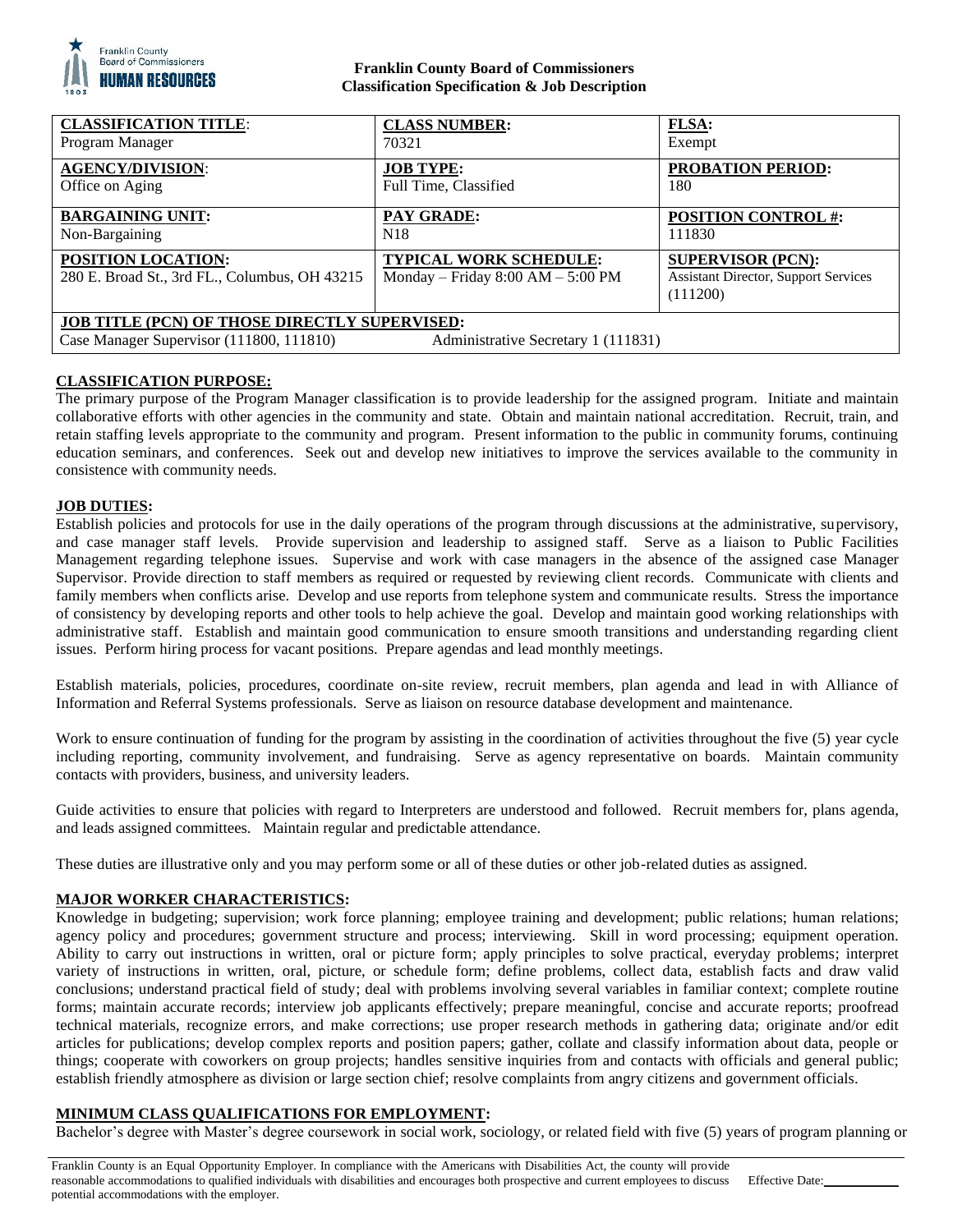**Franklin County Board of Commissioners**
**Classification Specification & Job Description**

| **CLASSIFICATION TITLE**:<br>Program Manager | **CLASS NUMBER:**<br>70321 | **FLSA:**<br>Exempt |
|---|---|---|
| **AGENCY/DIVISION**:<br>Office on Aging | **JOB TYPE:**<br>Full Time, Classified | **PROBATION PERIOD:**<br>180 |
| **BARGAINING UNIT:**<br>Non-Bargaining | **PAY GRADE:**<br>N18 | **POSITION CONTROL #:**<br>111830 |
| **POSITION LOCATION:**<br>280 E. Broad St., 3rd FL., Columbus, OH 43215 | **TYPICAL WORK SCHEDULE:**<br>Monday – Friday 8:00 AM – 5:00 PM | **SUPERVISOR (PCN):**<br>Assistant Director, Support Services (111200) |
| **JOB TITLE (PCN) OF THOSE DIRECTLY SUPERVISED:**<br>Case Manager Supervisor (111800, 111810) Administrative Secretary 1 (111831) | | |

**CLASSIFICATION PURPOSE:**

The primary purpose of the Program Manager classification is to provide leadership for the assigned program. Initiate and maintain collaborative efforts with other agencies in the community and state. Obtain and maintain national accreditation. Recruit, train, and retain staffing levels appropriate to the community and program. Present information to the public in community forums, continuing education seminars, and conferences. Seek out and develop new initiatives to improve the services available to the community in consistence with community needs.

**JOB DUTIES:**

Establish policies and protocols for use in the daily operations of the program through discussions at the administrative, supervisory, and case manager staff levels. Provide supervision and leadership to assigned staff. Serve as a liaison to Public Facilities Management regarding telephone issues. Supervise and work with case managers in the absence of the assigned case Manager Supervisor. Provide direction to staff members as required or requested by reviewing client records. Communicate with clients and family members when conflicts arise. Develop and use reports from telephone system and communicate results. Stress the importance of consistency by developing reports and other tools to help achieve the goal. Develop and maintain good working relationships with administrative staff. Establish and maintain good communication to ensure smooth transitions and understanding regarding client issues. Perform hiring process for vacant positions. Prepare agendas and lead monthly meetings.

Establish materials, policies, procedures, coordinate on-site review, recruit members, plan agenda and lead in with Alliance of Information and Referral Systems professionals. Serve as liaison on resource database development and maintenance.

Work to ensure continuation of funding for the program by assisting in the coordination of activities throughout the five (5) year cycle including reporting, community involvement, and fundraising. Serve as agency representative on boards. Maintain community contacts with providers, business, and university leaders.

Guide activities to ensure that policies with regard to Interpreters are understood and followed. Recruit members for, plans agenda, and leads assigned committees. Maintain regular and predictable attendance.

These duties are illustrative only and you may perform some or all of these duties or other job-related duties as assigned.

**MAJOR WORKER CHARACTERISTICS:**

Knowledge in budgeting; supervision; work force planning; employee training and development; public relations; human relations; agency policy and procedures; government structure and process; interviewing. Skill in word processing; equipment operation. Ability to carry out instructions in written, oral or picture form; apply principles to solve practical, everyday problems; interpret variety of instructions in written, oral, picture, or schedule form; define problems, collect data, establish facts and draw valid conclusions; understand practical field of study; deal with problems involving several variables in familiar context; complete routine forms; maintain accurate records; interview job applicants effectively; prepare meaningful, concise and accurate reports; proofread technical materials, recognize errors, and make corrections; use proper research methods in gathering data; originate and/or edit articles for publications; develop complex reports and position papers; gather, collate and classify information about data, people or things; cooperate with coworkers on group projects; handles sensitive inquiries from and contacts with officials and general public; establish friendly atmosphere as division or large section chief; resolve complaints from angry citizens and government officials.

**MINIMUM CLASS QUALIFICATIONS FOR EMPLOYMENT:**

Bachelor's degree with Master's degree coursework in social work, sociology, or related field with five (5) years of program planning or

Franklin County is an Equal Opportunity Employer. In compliance with the Americans with Disabilities Act, the county will provide reasonable accommodations to qualified individuals with disabilities and encourages both prospective and current employees to discuss potential accommodations with the employer. Effective Date:\_\_\_\_\_\_\_\_\_\_\_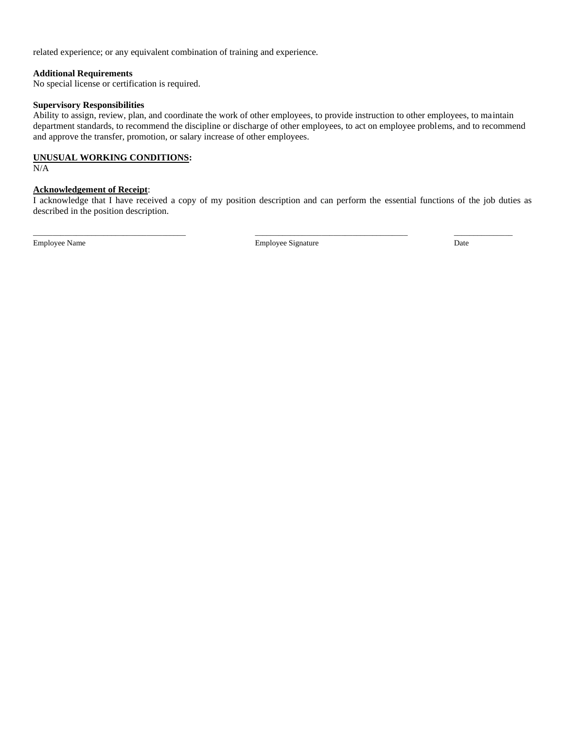related experience; or any equivalent combination of training and experience.

**Additional Requirements**
No special license or certification is required.

**Supervisory Responsibilities**
Ability to assign, review, plan, and coordinate the work of other employees, to provide instruction to other employees, to maintain department standards, to recommend the discipline or discharge of other employees, to act on employee problems, and to recommend and approve the transfer, promotion, or salary increase of other employees.

**UNUSUAL WORKING CONDITIONS:**
N/A

**Acknowledgement of Receipt**:
I acknowledge that I have received a copy of my position description and can perform the essential functions of the job duties as described in the position description.

| | | |
|---|---|---|
| ______________________________ | ______________________________ | ______________ |
| Employee Name | Employee Signature | Date |